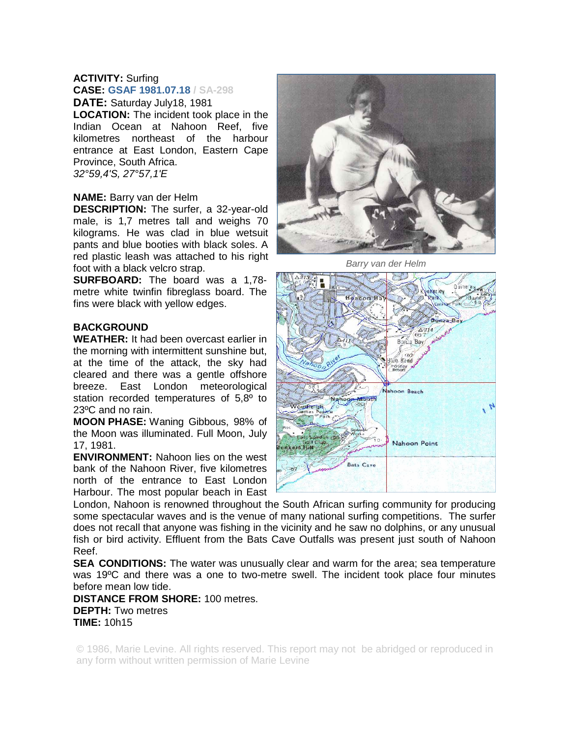**ACTIVITY:** Surfing
**CASE: GSAF 1981.07.18 / SA-298**
**DATE:** Saturday July18, 1981
**LOCATION:** The incident took place in the Indian Ocean at Nahoon Reef, five kilometres northeast of the harbour entrance at East London, Eastern Cape Province, South Africa.
*32°59,4'S, 27°57,1'E*

**NAME:** Barry van der Helm
**DESCRIPTION:** The surfer, a 32-year-old male, is 1,7 metres tall and weighs 70 kilograms. He was clad in blue wetsuit pants and blue booties with black soles. A red plastic leash was attached to his right foot with a black velcro strap.
**SURFBOARD:** The board was a 1,78-metre white twinfin fibreglass board. The fins were black with yellow edges.

*Barry van der Helm*

## BACKGROUND

**WEATHER:** It had been overcast earlier in the morning with intermittent sunshine but, at the time of the attack, the sky had cleared and there was a gentle offshore breeze. East London meteorological station recorded temperatures of 5,8º to 23ºC and no rain.
**MOON PHASE:** Waning Gibbous, 98% of the Moon was illuminated. Full Moon, July 17, 1981.
**ENVIRONMENT:** Nahoon lies on the west bank of the Nahoon River, five kilometres north of the entrance to East London Harbour. The most popular beach in East London, Nahoon is renowned throughout the South African surfing community for producing some spectacular waves and is the venue of many national surfing competitions. The surfer does not recall that anyone was fishing in the vicinity and he saw no dolphins, or any unusual fish or bird activity. Effluent from the Bats Cave Outfalls was present just south of Nahoon Reef.
**SEA CONDITIONS:** The water was unusually clear and warm for the area; sea temperature was 19ºC and there was a one to two-metre swell. The incident took place four minutes before mean low tide.
**DISTANCE FROM SHORE:** 100 metres.
**DEPTH:** Two metres
**TIME:** 10h15

© 1986, Marie Levine. All rights reserved. This report may not be abridged or reproduced in any form without written permission of Marie Levine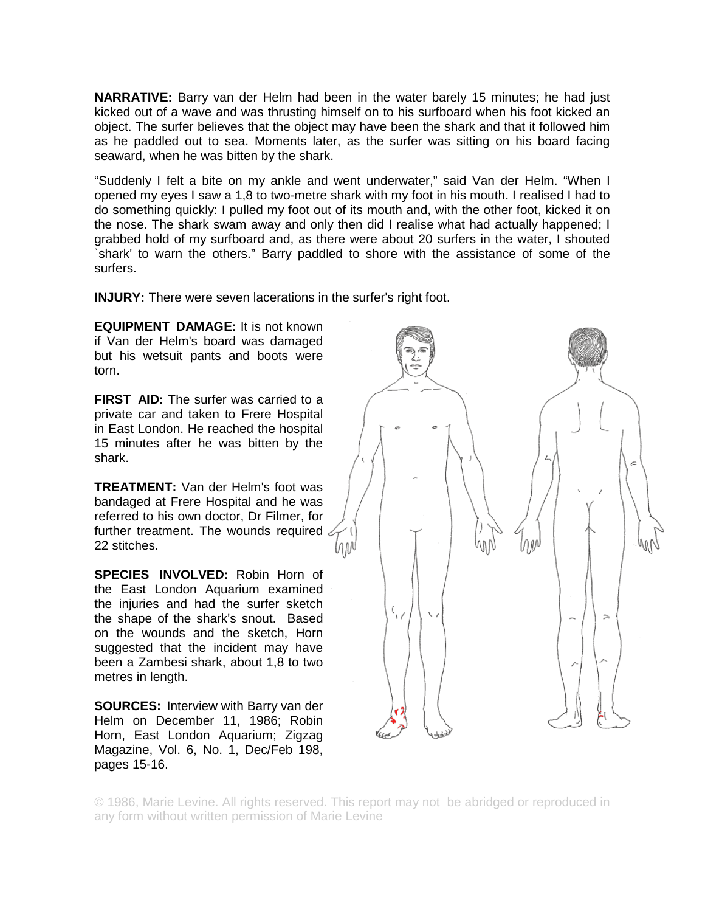**NARRATIVE:** Barry van der Helm had been in the water barely 15 minutes; he had just kicked out of a wave and was thrusting himself on to his surfboard when his foot kicked an object. The surfer believes that the object may have been the shark and that it followed him as he paddled out to sea. Moments later, as the surfer was sitting on his board facing seaward, when he was bitten by the shark.

"Suddenly I felt a bite on my ankle and went underwater," said Van der Helm. "When I opened my eyes I saw a 1,8 to two-metre shark with my foot in his mouth. I realised I had to do something quickly: I pulled my foot out of its mouth and, with the other foot, kicked it on the nose. The shark swam away and only then did I realise what had actually happened; I grabbed hold of my surfboard and, as there were about 20 surfers in the water, I shouted `shark' to warn the others." Barry paddled to shore with the assistance of some of the surfers.

**INJURY:** There were seven lacerations in the surfer's right foot.

**EQUIPMENT DAMAGE:** It is not known if Van der Helm's board was damaged but his wetsuit pants and boots were torn.

**FIRST AID:** The surfer was carried to a private car and taken to Frere Hospital in East London. He reached the hospital 15 minutes after he was bitten by the shark.

**TREATMENT:** Van der Helm's foot was bandaged at Frere Hospital and he was referred to his own doctor, Dr Filmer, for further treatment. The wounds required 22 stitches.

**SPECIES INVOLVED:** Robin Horn of the East London Aquarium examined the injuries and had the surfer sketch the shape of the shark's snout. Based on the wounds and the sketch, Horn suggested that the incident may have been a Zambesi shark, about 1,8 to two metres in length.

**SOURCES:** Interview with Barry van der Helm on December 11, 1986; Robin Horn, East London Aquarium; Zigzag Magazine, Vol. 6, No. 1, Dec/Feb 198, pages 15-16.

© 1986, Marie Levine. All rights reserved. This report may not be abridged or reproduced in any form without written permission of Marie Levine